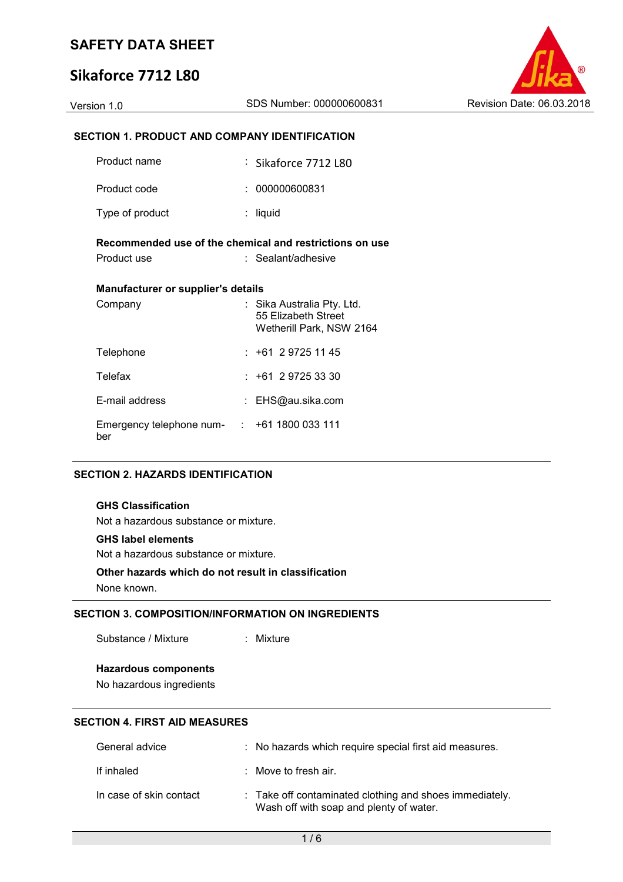# SAFETY DATA SHEET

# Sikaforce 7712 L80

Version 1.0 | SDS Number: 000000600831 | Revision Date: 06.03.2018

## SECTION 1. PRODUCT AND COMPANY IDENTIFICATION

| | | |
|---|---|---|
| Product name | : | Sikaforce 7712 L80 |
| Product code | : | 000000600831 |
| Type of product | : | liquid |

**Recommended use of the chemical and restrictions on use**

| | | |
|---|---|---|
| Product use | : | Sealant/adhesive |

**Manufacturer or supplier's details**

| | | |
|---|---|---|
| Company | : | Sika Australia Pty. Ltd.<br>55 Elizabeth Street<br>Wetherill Park, NSW 2164 |
| Telephone | : | +61 2 9725 11 45 |
| Telefax | : | +61 2 9725 33 30 |
| E-mail address | : | EHS@au.sika.com |
| Emergency telephone number | : | +61 1800 033 111 |

## SECTION 2. HAZARDS IDENTIFICATION

**GHS Classification**

Not a hazardous substance or mixture.

**GHS label elements**

Not a hazardous substance or mixture.

**Other hazards which do not result in classification**

None known.

## SECTION 3. COMPOSITION/INFORMATION ON INGREDIENTS

| | | |
|---|---|---|
| Substance / Mixture | : | Mixture |

**Hazardous components**

No hazardous ingredients

## SECTION 4. FIRST AID MEASURES

| | | |
|---|---|---|
| General advice | : | No hazards which require special first aid measures. |
| If inhaled | : | Move to fresh air. |
| In case of skin contact | : | Take off contaminated clothing and shoes immediately.<br>Wash off with soap and plenty of water. |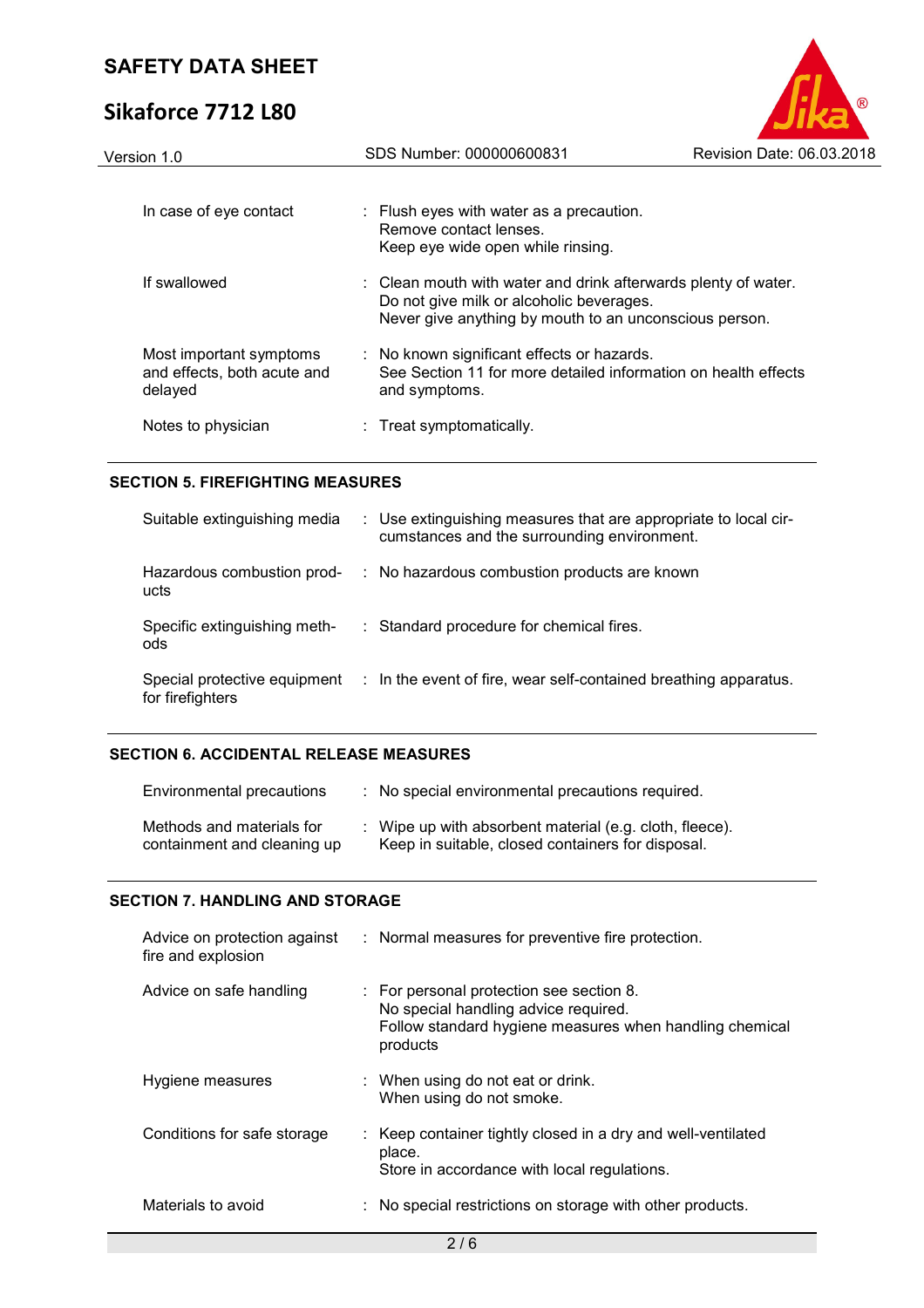| | |
|---|---|
| In case of eye contact | : Flush eyes with water as a precaution.<br>Remove contact lenses.<br>Keep eye wide open while rinsing. |
| If swallowed | : Clean mouth with water and drink afterwards plenty of water.<br>Do not give milk or alcoholic beverages.<br>Never give anything by mouth to an unconscious person. |
| Most important symptoms and effects, both acute and delayed | : No known significant effects or hazards.<br>See Section 11 for more detailed information on health effects and symptoms. |
| Notes to physician | : Treat symptomatically. |

## SECTION 5. FIREFIGHTING MEASURES

| | |
|---|---|
| Suitable extinguishing media | : Use extinguishing measures that are appropriate to local circumstances and the surrounding environment. |
| Hazardous combustion products | : No hazardous combustion products are known |
| Specific extinguishing methods | : Standard procedure for chemical fires. |
| Special protective equipment for firefighters | : In the event of fire, wear self-contained breathing apparatus. |

## SECTION 6. ACCIDENTAL RELEASE MEASURES

| | |
|---|---|
| Environmental precautions | : No special environmental precautions required. |
| Methods and materials for containment and cleaning up | : Wipe up with absorbent material (e.g. cloth, fleece).<br>Keep in suitable, closed containers for disposal. |

## SECTION 7. HANDLING AND STORAGE

| | |
|---|---|
| Advice on protection against fire and explosion | : Normal measures for preventive fire protection. |
| Advice on safe handling | : For personal protection see section 8.<br>No special handling advice required.<br>Follow standard hygiene measures when handling chemical products |
| Hygiene measures | : When using do not eat or drink.<br>When using do not smoke. |
| Conditions for safe storage | : Keep container tightly closed in a dry and well-ventilated place.<br>Store in accordance with local regulations. |
| Materials to avoid | : No special restrictions on storage with other products. |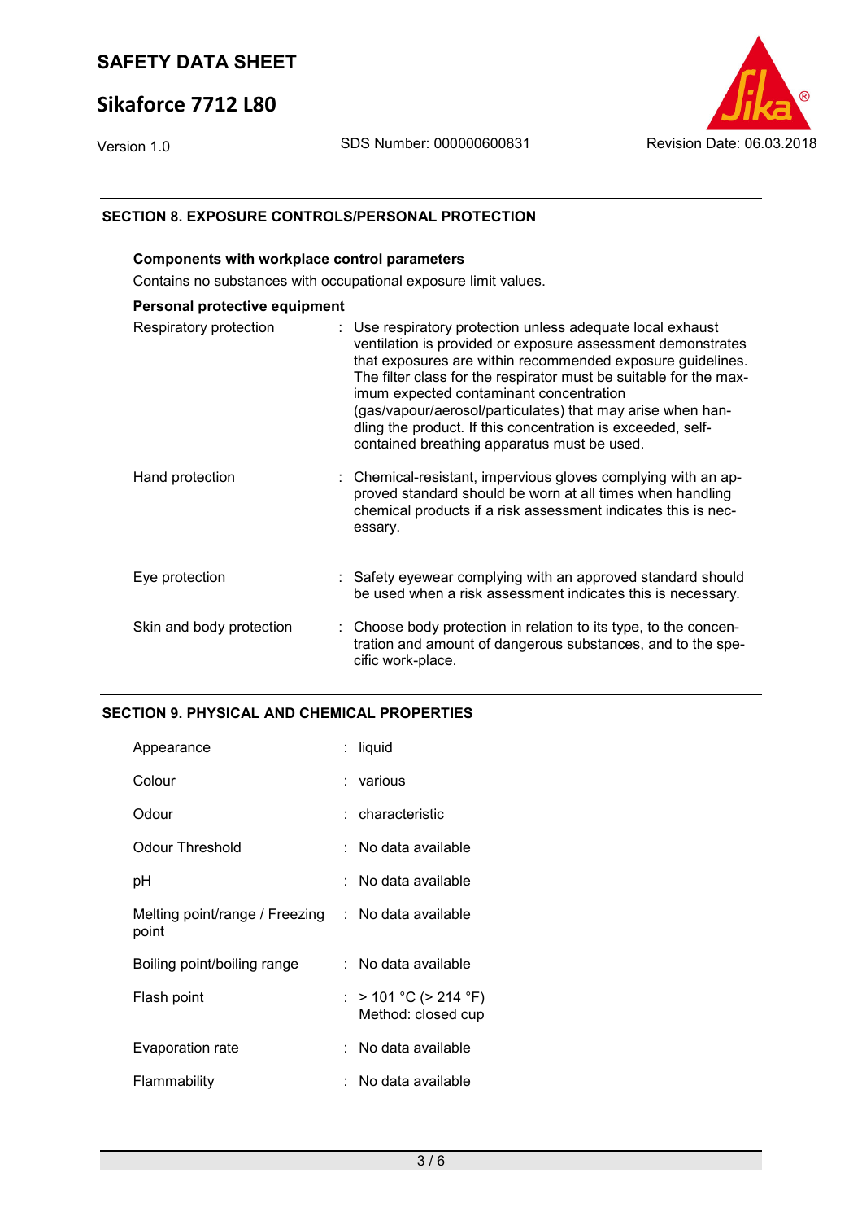## SECTION 8. EXPOSURE CONTROLS/PERSONAL PROTECTION

### Components with workplace control parameters

Contains no substances with occupational exposure limit values.

### Personal protective equipment

| | |
|---|---|
| Respiratory protection | : Use respiratory protection unless adequate local exhaust ventilation is provided or exposure assessment demonstrates that exposures are within recommended exposure guidelines. The filter class for the respirator must be suitable for the maximum expected contaminant concentration (gas/vapour/aerosol/particulates) that may arise when handling the product. If this concentration is exceeded, self-contained breathing apparatus must be used. |
| Hand protection | : Chemical-resistant, impervious gloves complying with an approved standard should be worn at all times when handling chemical products if a risk assessment indicates this is necessary. |
| Eye protection | : Safety eyewear complying with an approved standard should be used when a risk assessment indicates this is necessary. |
| Skin and body protection | : Choose body protection in relation to its type, to the concentration and amount of dangerous substances, and to the specific work-place. |

## SECTION 9. PHYSICAL AND CHEMICAL PROPERTIES

| | |
|---|---|
| Appearance | : liquid |
| Colour | : various |
| Odour | : characteristic |
| Odour Threshold | : No data available |
| pH | : No data available |
| Melting point/range / Freezing point | : No data available |
| Boiling point/boiling range | : No data available |
| Flash point | : > 101 °C (> 214 °F)<br>Method: closed cup |
| Evaporation rate | : No data available |
| Flammability | : No data available |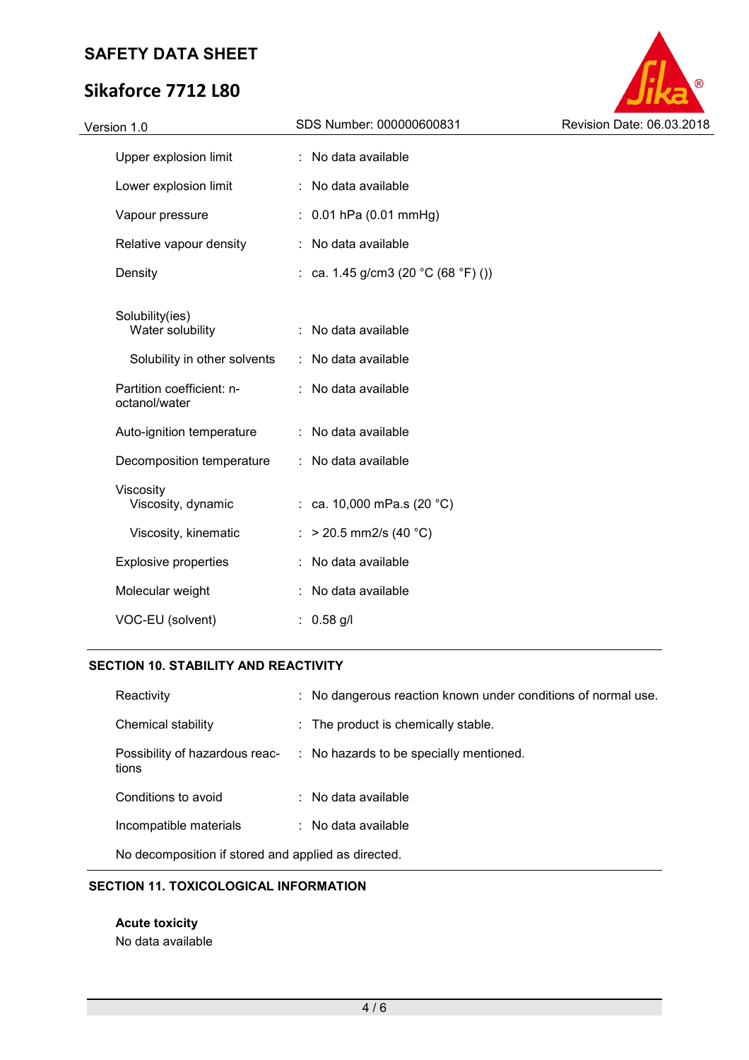| | | |
|---|---|---|
| Upper explosion limit | : | No data available |
| Lower explosion limit | : | No data available |
| Vapour pressure | : | 0.01 hPa (0.01 mmHg) |
| Relative vapour density | : | No data available |
| Density | : | ca. 1.45 g/cm3 (20 °C (68 °F) ()) |
| Solubility(ies) | | |
| Water solubility | : | No data available |
| Solubility in other solvents | : | No data available |
| Partition coefficient: n-octanol/water | : | No data available |
| Auto-ignition temperature | : | No data available |
| Decomposition temperature | : | No data available |
| Viscosity | | |
| Viscosity, dynamic | : | ca. 10,000 mPa.s (20 °C) |
| Viscosity, kinematic | : | > 20.5 mm2/s (40 °C) |
| Explosive properties | : | No data available |
| Molecular weight | : | No data available |
| VOC-EU (solvent) | : | 0.58 g/l |

## SECTION 10. STABILITY AND REACTIVITY

| | | |
|---|---|---|
| Reactivity | : | No dangerous reaction known under conditions of normal use. |
| Chemical stability | : | The product is chemically stable. |
| Possibility of hazardous reactions | : | No hazards to be specially mentioned. |
| Conditions to avoid | : | No data available |
| Incompatible materials | : | No data available |

No decomposition if stored and applied as directed.

## SECTION 11. TOXICOLOGICAL INFORMATION

**Acute toxicity**

No data available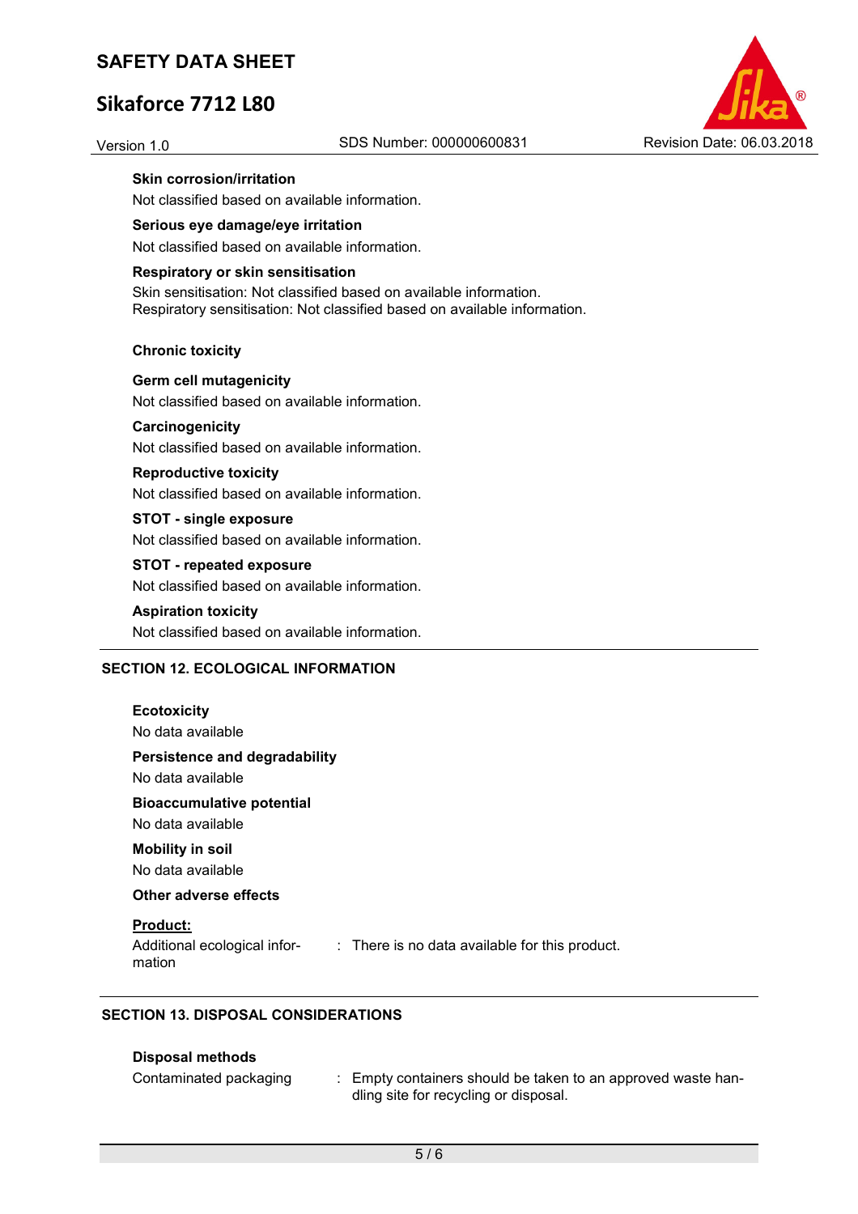**Skin corrosion/irritation**

Not classified based on available information.

**Serious eye damage/eye irritation**

Not classified based on available information.

**Respiratory or skin sensitisation**

Skin sensitisation: Not classified based on available information.
Respiratory sensitisation: Not classified based on available information.

**Chronic toxicity**

**Germ cell mutagenicity**

Not classified based on available information.

**Carcinogenicity**

Not classified based on available information.

**Reproductive toxicity**

Not classified based on available information.

**STOT - single exposure**

Not classified based on available information.

**STOT - repeated exposure**

Not classified based on available information.

**Aspiration toxicity**

Not classified based on available information.

## SECTION 12. ECOLOGICAL INFORMATION

**Ecotoxicity**

No data available

**Persistence and degradability**

No data available

**Bioaccumulative potential**

No data available

**Mobility in soil**

No data available

**Other adverse effects**

**Product:**

Additional ecological information : There is no data available for this product.

## SECTION 13. DISPOSAL CONSIDERATIONS

**Disposal methods**

Contaminated packaging : Empty containers should be taken to an approved waste handling site for recycling or disposal.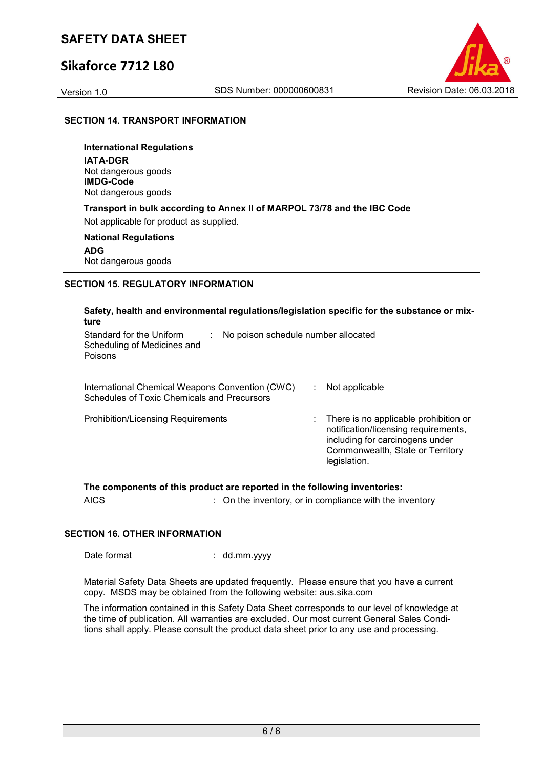## SECTION 14. TRANSPORT INFORMATION

**International Regulations**

**IATA-DGR**
Not dangerous goods

**IMDG-Code**
Not dangerous goods

**Transport in bulk according to Annex II of MARPOL 73/78 and the IBC Code**

Not applicable for product as supplied.

**National Regulations**

**ADG**
Not dangerous goods

## SECTION 15. REGULATORY INFORMATION

**Safety, health and environmental regulations/legislation specific for the substance or mixture**

| | | |
|---|---|---|
| Standard for the Uniform Scheduling of Medicines and Poisons | : | No poison schedule number allocated |
| International Chemical Weapons Convention (CWC) Schedules of Toxic Chemicals and Precursors | : | Not applicable |
| Prohibition/Licensing Requirements | : | There is no applicable prohibition or notification/licensing requirements, including for carcinogens under Commonwealth, State or Territory legislation. |

**The components of this product are reported in the following inventories:**

| | | |
|---|---|---|
| AICS | : | On the inventory, or in compliance with the inventory |

## SECTION 16. OTHER INFORMATION

| | | |
|---|---|---|
| Date format | : | dd.mm.yyyy |

Material Safety Data Sheets are updated frequently. Please ensure that you have a current copy. MSDS may be obtained from the following website: aus.sika.com

The information contained in this Safety Data Sheet corresponds to our level of knowledge at the time of publication. All warranties are excluded. Our most current General Sales Conditions shall apply. Please consult the product data sheet prior to any use and processing.